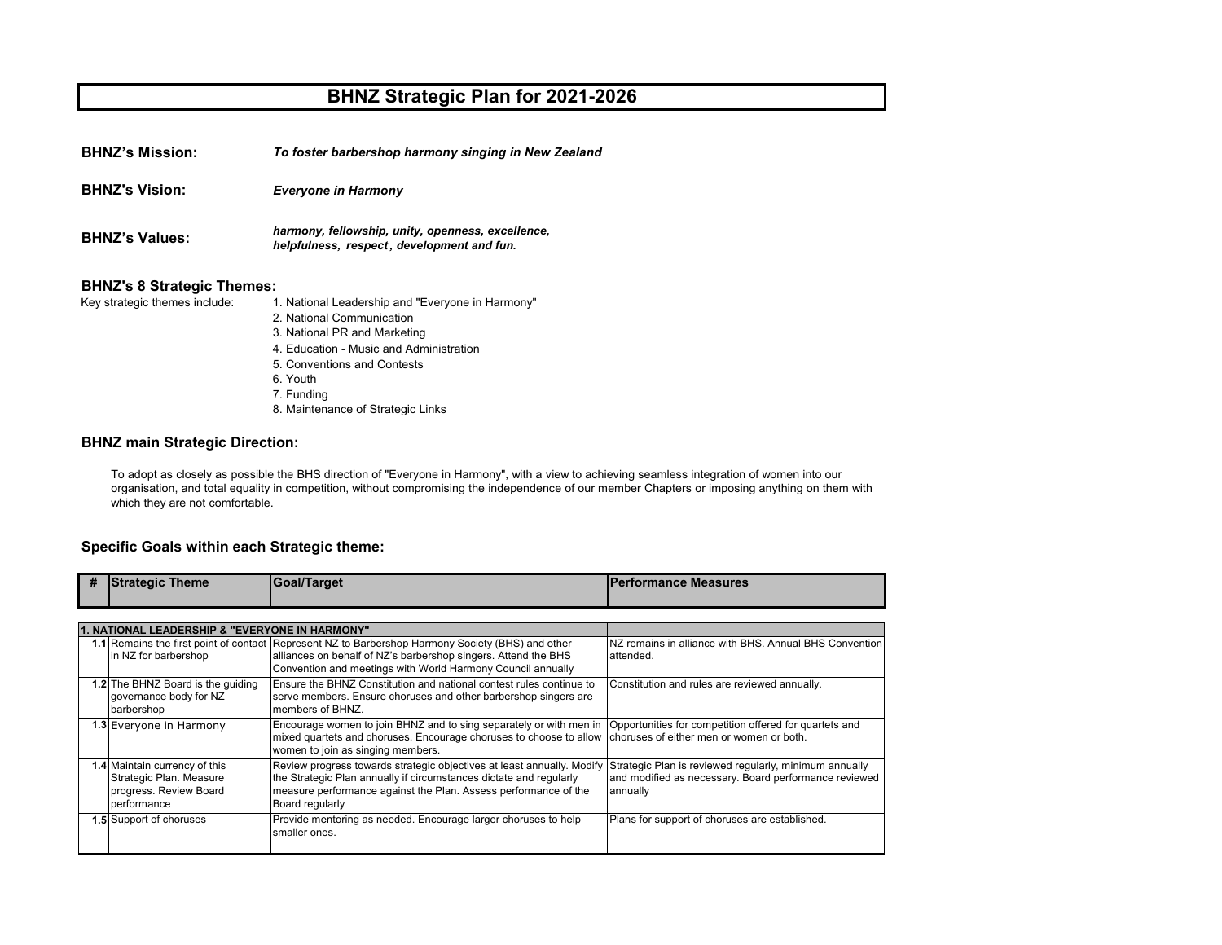# BHNZ Strategic Plan for 2021-2026

**BHNZ's Mission:** ***To foster barbershop harmony singing in New Zealand***

**BHNZ's Vision:** ***Everyone in Harmony***

**BHNZ's Values:** ***harmony, fellowship, unity, openness, excellence, helpfulness, respect, development and fun.***

### BHNZ's 8 Strategic Themes:

Key strategic themes include:

1. National Leadership and "Everyone in Harmony"
2. National Communication
3. National PR and Marketing
4. Education - Music and Administration
5. Conventions and Contests
6. Youth
7. Funding
8. Maintenance of Strategic Links

### BHNZ main Strategic Direction:

To adopt as closely as possible the BHS direction of "Everyone in Harmony", with a view to achieving seamless integration of women into our organisation, and total equality in competition, without compromising the independence of our member Chapters or imposing anything on them with which they are not comfortable.

### Specific Goals within each Strategic theme:

| # | Strategic Theme | Goal/Target | Performance Measures |
|---|---|---|---|
| **1. NATIONAL LEADERSHIP & "EVERYONE IN HARMONY"** | | | |
| **1.1** | Remains the first point of contact in NZ for barbershop | Represent NZ to Barbershop Harmony Society (BHS) and other alliances on behalf of NZ's barbershop singers. Attend the BHS Convention and meetings with World Harmony Council annually | NZ remains in alliance with BHS. Annual BHS Convention attended. |
| **1.2** | The BHNZ Board is the guiding governance body for NZ barbershop | Ensure the BHNZ Constitution and national contest rules continue to serve members. Ensure choruses and other barbershop singers are members of BHNZ. | Constitution and rules are reviewed annually. |
| **1.3** | Everyone in Harmony | Encourage women to join BHNZ and to sing separately or with men in mixed quartets and choruses. Encourage choruses to choose to allow women to join as singing members. | Opportunities for competition offered for quartets and choruses of either men or women or both. |
| **1.4** | Maintain currency of this Strategic Plan. Measure progress. Review Board performance | Review progress towards strategic objectives at least annually. Modify the Strategic Plan annually if circumstances dictate and regularly measure performance against the Plan. Assess performance of the Board regularly | Strategic Plan is reviewed regularly, minimum annually and modified as necessary. Board performance reviewed annually |
| **1.5** | Support of choruses | Provide mentoring as needed. Encourage larger choruses to help smaller ones. | Plans for support of choruses are established. |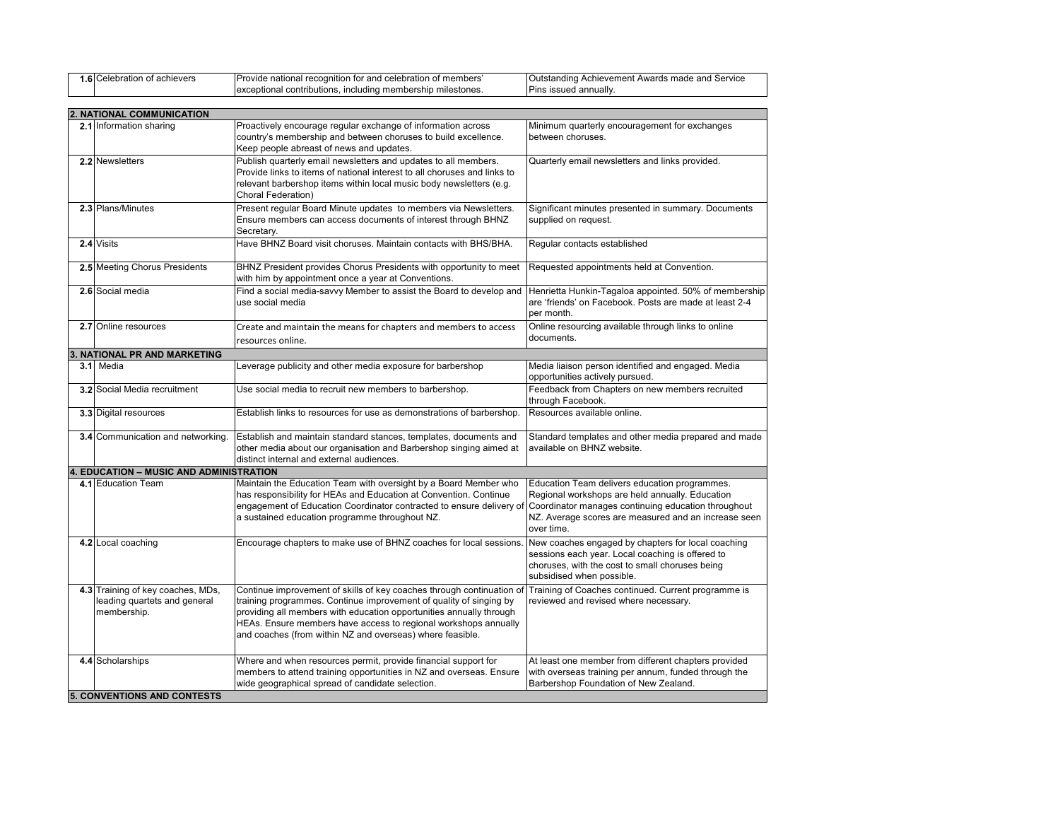| | | | |
|---|---|---|---|
| **1.6** | Celebration of achievers | Provide national recognition for and celebration of members' exceptional contributions, including membership milestones. | Outstanding Achievement Awards made and Service Pins issued annually. |
| **2. NATIONAL COMMUNICATION** | | | |
| **2.1** | Information sharing | Proactively encourage regular exchange of information across country's membership and between choruses to build excellence. Keep people abreast of news and updates. | Minimum quarterly encouragement for exchanges between choruses. |
| **2.2** | Newsletters | Publish quarterly email newsletters and updates to all members. Provide links to items of national interest to all choruses and links to relevant barbershop items within local music body newsletters (e.g. Choral Federation) | Quarterly email newsletters and links provided. |
| **2.3** | Plans/Minutes | Present regular Board Minute updates to members via Newsletters. Ensure members can access documents of interest through BHNZ Secretary. | Significant minutes presented in summary. Documents supplied on request. |
| **2.4** | Visits | Have BHNZ Board visit choruses. Maintain contacts with BHS/BHA. | Regular contacts established |
| **2.5** | Meeting Chorus Presidents | BHNZ President provides Chorus Presidents with opportunity to meet with him by appointment once a year at Conventions. | Requested appointments held at Convention. |
| **2.6** | Social media | Find a social media-savvy Member to assist the Board to develop and use social media | Henrietta Hunkin-Tagaloa appointed. 50% of membership are 'friends' on Facebook. Posts are made at least 2-4 per month. |
| **2.7** | Online resources | Create and maintain the means for chapters and members to access resources online. | Online resourcing available through links to online documents. |
| **3. NATIONAL PR AND MARKETING** | | | |
| **3.1** | Media | Leverage publicity and other media exposure for barbershop | Media liaison person identified and engaged. Media opportunities actively pursued. |
| **3.2** | Social Media recruitment | Use social media to recruit new members to barbershop. | Feedback from Chapters on new members recruited through Facebook. |
| **3.3** | Digital resources | Establish links to resources for use as demonstrations of barbershop. | Resources available online. |
| **3.4** | Communication and networking. | Establish and maintain standard stances, templates, documents and other media about our organisation and Barbershop singing aimed at distinct internal and external audiences. | Standard templates and other media prepared and made available on BHNZ website. |
| **4. EDUCATION – MUSIC AND ADMINISTRATION** | | | |
| **4.1** | Education Team | Maintain the Education Team with oversight by a Board Member who has responsibility for HEAs and Education at Convention. Continue engagement of Education Coordinator contracted to ensure delivery of a sustained education programme throughout NZ. | Education Team delivers education programmes. Regional workshops are held annually. Education Coordinator manages continuing education throughout NZ. Average scores are measured and an increase seen over time. |
| **4.2** | Local coaching | Encourage chapters to make use of BHNZ coaches for local sessions. | New coaches engaged by chapters for local coaching sessions each year. Local coaching is offered to choruses, with the cost to small choruses being subsidised when possible. |
| **4.3** | Training of key coaches, MDs, leading quartets and general membership. | Continue improvement of skills of key coaches through continuation of training programmes. Continue improvement of quality of singing by providing all members with education opportunities annually through HEAs. Ensure members have access to regional workshops annually and coaches (from within NZ and overseas) where feasible. | Training of Coaches continued. Current programme is reviewed and revised where necessary. |
| **4.4** | Scholarships | Where and when resources permit, provide financial support for members to attend training opportunities in NZ and overseas. Ensure wide geographical spread of candidate selection. | At least one member from different chapters provided with overseas training per annum, funded through the Barbershop Foundation of New Zealand. |
| **5. CONVENTIONS AND CONTESTS** | | | |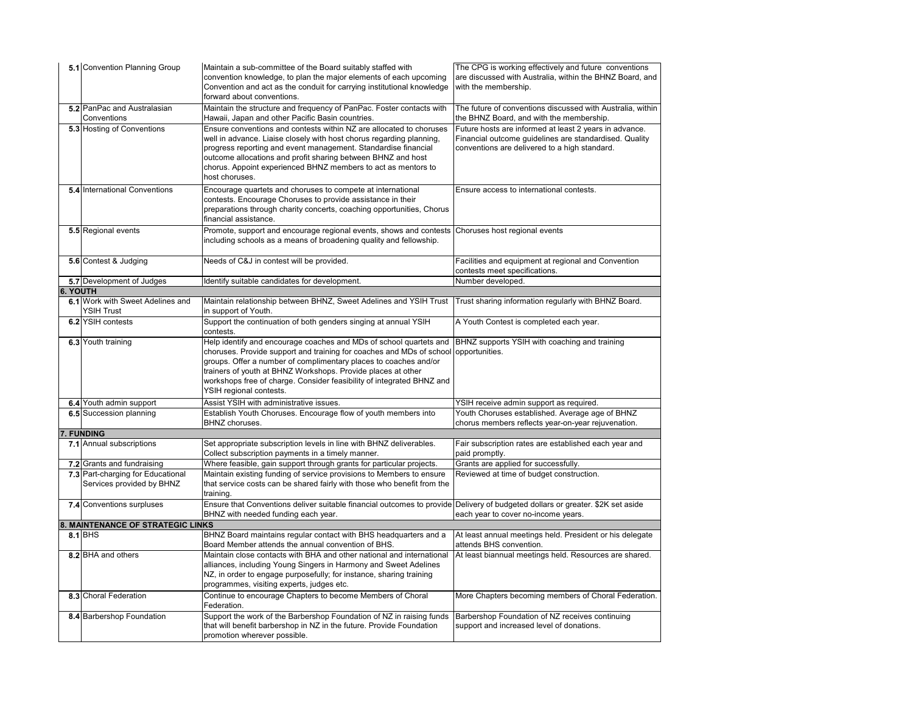| | | | |
|---|---|---|---|
| **5.1** | Convention Planning Group | Maintain a sub-committee of the Board suitably staffed with convention knowledge, to plan the major elements of each upcoming Convention and act as the conduit for carrying institutional knowledge forward about conventions. | The CPG is working effectively and future conventions are discussed with Australia, within the BHNZ Board, and with the membership. |
| **5.2** | PanPac and Australasian Conventions | Maintain the structure and frequency of PanPac. Foster contacts with Hawaii, Japan and other Pacific Basin countries. | The future of conventions discussed with Australia, within the BHNZ Board, and with the membership. |
| **5.3** | Hosting of Conventions | Ensure conventions and contests within NZ are allocated to choruses well in advance. Liaise closely with host chorus regarding planning, progress reporting and event management. Standardise financial outcome allocations and profit sharing between BHNZ and host chorus. Appoint experienced BHNZ members to act as mentors to host choruses. | Future hosts are informed at least 2 years in advance. Financial outcome guidelines are standardised. Quality conventions are delivered to a high standard. |
| **5.4** | International Conventions | Encourage quartets and choruses to compete at international contests. Encourage Choruses to provide assistance in their preparations through charity concerts, coaching opportunities, Chorus financial assistance. | Ensure access to international contests. |
| **5.5** | Regional events | Promote, support and encourage regional events, shows and contests including schools as a means of broadening quality and fellowship. | Choruses host regional events |
| **5.6** | Contest & Judging | Needs of C&J in contest will be provided. | Facilities and equipment at regional and Convention contests meet specifications. |
| **5.7** | Development of Judges | Identify suitable candidates for development. | Number developed. |
| **6. YOUTH** | | | |
| **6.1** | Work with Sweet Adelines and YSIH Trust | Maintain relationship between BHNZ, Sweet Adelines and YSIH Trust in support of Youth. | Trust sharing information regularly with BHNZ Board. |
| **6.2** | YSIH contests | Support the continuation of both genders singing at annual YSIH contests. | A Youth Contest is completed each year. |
| **6.3** | Youth training | Help identify and encourage coaches and MDs of school quartets and choruses. Provide support and training for coaches and MDs of school groups. Offer a number of complimentary places to coaches and/or trainers of youth at BHNZ Workshops. Provide places at other workshops free of charge. Consider feasibility of integrated BHNZ and YSIH regional contests. | BHNZ supports YSIH with coaching and training opportunities. |
| **6.4** | Youth admin support | Assist YSIH with administrative issues. | YSIH receive admin support as required. |
| **6.5** | Succession planning | Establish Youth Choruses. Encourage flow of youth members into BHNZ choruses. | Youth Choruses established. Average age of BHNZ chorus members reflects year-on-year rejuvenation. |
| **7. FUNDING** | | | |
| **7.1** | Annual subscriptions | Set appropriate subscription levels in line with BHNZ deliverables. Collect subscription payments in a timely manner. | Fair subscription rates are established each year and paid promptly. |
| **7.2** | Grants and fundraising | Where feasible, gain support through grants for particular projects. | Grants are applied for successfully. |
| **7.3** | Part-charging for Educational Services provided by BHNZ | Maintain existing funding of service provisions to Members to ensure that service costs can be shared fairly with those who benefit from the training. | Reviewed at time of budget construction. |
| **7.4** | Conventions surpluses | Ensure that Conventions deliver suitable financial outcomes to provide BHNZ with needed funding each year. | Delivery of budgeted dollars or greater. $2K set aside each year to cover no-income years. |
| **8. MAINTENANCE OF STRATEGIC LINKS** | | | |
| **8.1** | BHS | BHNZ Board maintains regular contact with BHS headquarters and a Board Member attends the annual convention of BHS. | At least annual meetings held. President or his delegate attends BHS convention. |
| **8.2** | BHA and others | Maintain close contacts with BHA and other national and international alliances, including Young Singers in Harmony and Sweet Adelines NZ, in order to engage purposefully; for instance, sharing training programmes, visiting experts, judges etc. | At least biannual meetings held. Resources are shared. |
| **8.3** | Choral Federation | Continue to encourage Chapters to become Members of Choral Federation. | More Chapters becoming members of Choral Federation. |
| **8.4** | Barbershop Foundation | Support the work of the Barbershop Foundation of NZ in raising funds that will benefit barbershop in NZ in the future. Provide Foundation promotion wherever possible. | Barbershop Foundation of NZ receives continuing support and increased level of donations. |